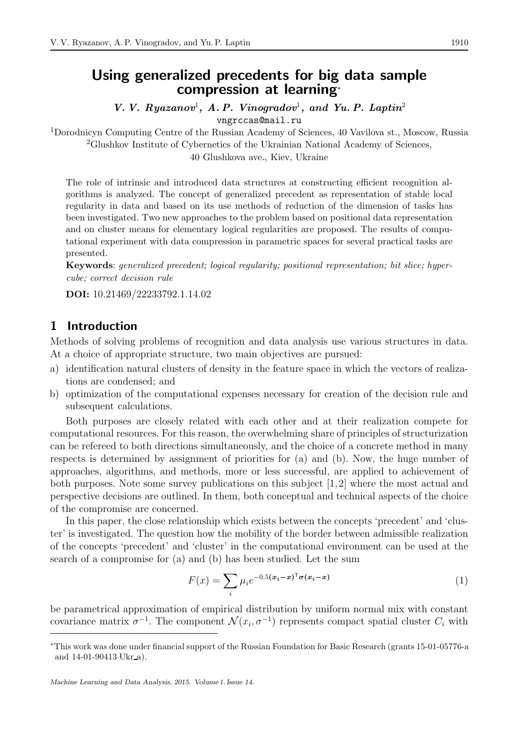# Using generalized precedents for big data sample compression at learning*

***V. V. Ryazanov*[1]*, A. P. Vinogradov*[1]*, and Yu. P. Laptin*[2]**

vngrccas@mail.ru

[1]Dorodnicyn Computing Centre of the Russian Academy of Sciences, 40 Vavilova st., Moscow, Russia

[2]Glushkov Institute of Cybernetics of the Ukrainian National Academy of Sciences, 40 Glushkova ave., Kiev, Ukraine

The role of intrinsic and introduced data structures at constructing efficient recognition algorithms is analyzed. The concept of generalized precedent as representation of stable local regularity in data and based on its use methods of reduction of the dimension of tasks has been investigated. Two new approaches to the problem based on positional data representation and on cluster means for elementary logical regularities are proposed. The results of computational experiment with data compression in parametric spaces for several practical tasks are presented.

**Keywords**: *generalized precedent; logical regularity; positional representation; bit slice; hypercube; correct decision rule*

**DOI:** 10.21469/22233792.1.14.02

## 1 Introduction

Methods of solving problems of recognition and data analysis use various structures in data. At a choice of appropriate structure, two main objectives are pursued:

a) identification natural clusters of density in the feature space in which the vectors of realizations are condensed; and
b) optimization of the computational expenses necessary for creation of the decision rule and subsequent calculations.

Both purposes are closely related with each other and at their realization compete for computational resources. For this reason, the overwhelming share of principles of structurization can be refereed to both directions simultaneously, and the choice of a concrete method in many respects is determined by assignment of priorities for (a) and (b). Now, the huge number of approaches, algorithms, and methods, more or less successful, are applied to achievement of both purposes. Note some survey publications on this subject [1, 2] where the most actual and perspective decisions are outlined. In them, both conceptual and technical aspects of the choice of the compromise are concerned.

In this paper, the close relationship which exists between the concepts 'precedent' and 'cluster' is investigated. The question how the mobility of the border between admissible realization of the concepts 'precedent' and 'cluster' in the computational environment can be used at the search of a compromise for (a) and (b) has been studied. Let the sum

$$F(x) = \sum_i \mu_i e^{-0.5(\boldsymbol{x_i}-\boldsymbol{x})^\intercal \boldsymbol{\sigma}(\boldsymbol{x_i}-\boldsymbol{x})} \tag{1}$$

be parametrical approximation of empirical distribution by uniform normal mix with constant covariance matrix $\sigma^{-1}$. The component $\mathcal{N}(x_i, \sigma^{-1})$ represents compact spatial cluster $C_i$ with

*This work was done under financial support of the Russian Foundation for Basic Research (grants 15-01-05776-a and 14-01-90413 Ukr_a).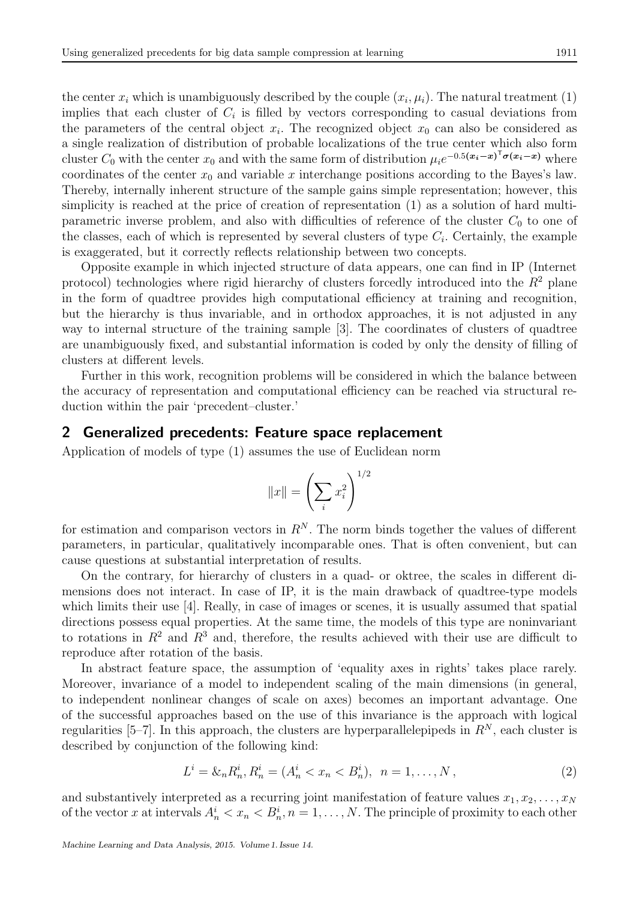the center $x_i$ which is unambiguously described by the couple $(x_i, \mu_i)$. The natural treatment (1) implies that each cluster of $C_i$ is filled by vectors corresponding to casual deviations from the parameters of the central object $x_i$. The recognized object $x_0$ can also be considered as a single realization of distribution of probable localizations of the true center which also form cluster $C_0$ with the center $x_0$ and with the same form of distribution $\mu_i e^{-0.5(\boldsymbol{x_i}-\boldsymbol{x})^{\intercal}\boldsymbol{\sigma}(\boldsymbol{x_i}-\boldsymbol{x})}$ where coordinates of the center $x_0$ and variable $x$ interchange positions according to the Bayes's law. Thereby, internally inherent structure of the sample gains simple representation; however, this simplicity is reached at the price of creation of representation (1) as a solution of hard multiparametric inverse problem, and also with difficulties of reference of the cluster $C_0$ to one of the classes, each of which is represented by several clusters of type $C_i$. Certainly, the example is exaggerated, but it correctly reflects relationship between two concepts.

Opposite example in which injected structure of data appears, one can find in IP (Internet protocol) technologies where rigid hierarchy of clusters forcedly introduced into the $R^2$ plane in the form of quadtree provides high computational efficiency at training and recognition, but the hierarchy is thus invariable, and in orthodox approaches, it is not adjusted in any way to internal structure of the training sample [3]. The coordinates of clusters of quadtree are unambiguously fixed, and substantial information is coded by only the density of filling of clusters at different levels.

Further in this work, recognition problems will be considered in which the balance between the accuracy of representation and computational efficiency can be reached via structural reduction within the pair 'precedent–cluster.'

## 2 Generalized precedents: Feature space replacement

Application of models of type (1) assumes the use of Euclidean norm

$$\|x\| = \left(\sum_i x_i^2\right)^{1/2}$$

for estimation and comparison vectors in $R^N$. The norm binds together the values of different parameters, in particular, qualitatively incomparable ones. That is often convenient, but can cause questions at substantial interpretation of results.

On the contrary, for hierarchy of clusters in a quad- or oktree, the scales in different dimensions does not interact. In case of IP, it is the main drawback of quadtree-type models which limits their use [4]. Really, in case of images or scenes, it is usually assumed that spatial directions possess equal properties. At the same time, the models of this type are noninvariant to rotations in $R^2$ and $R^3$ and, therefore, the results achieved with their use are difficult to reproduce after rotation of the basis.

In abstract feature space, the assumption of 'equality axes in rights' takes place rarely. Moreover, invariance of a model to independent scaling of the main dimensions (in general, to independent nonlinear changes of scale on axes) becomes an important advantage. One of the successful approaches based on the use of this invariance is the approach with logical regularities [5–7]. In this approach, the clusters are hyperparallelepipeds in $R^N$, each cluster is described by conjunction of the following kind:

$$L^i = \&_n R_n^i, R_n^i = (A_n^i < x_n < B_n^i), \;\; n = 1, \ldots, N\,, \tag{2}$$

and substantively interpreted as a recurring joint manifestation of feature values $x_1, x_2, \ldots, x_N$ of the vector $x$ at intervals $A_n^i < x_n < B_n^i, n = 1, \ldots, N$. The principle of proximity to each other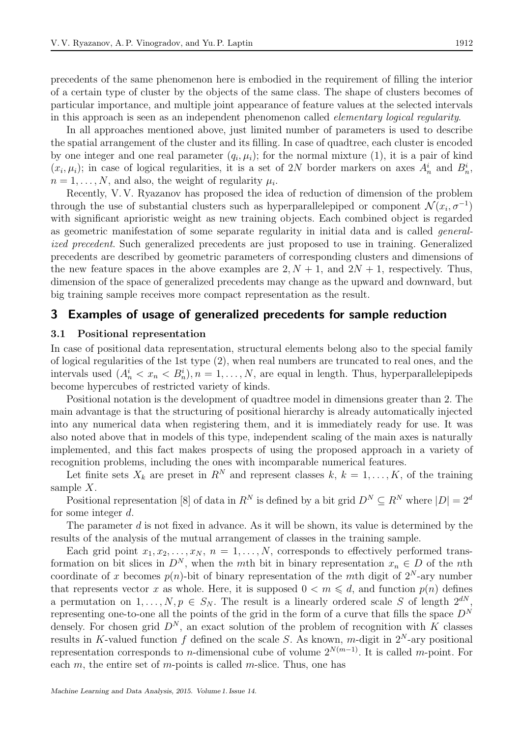precedents of the same phenomenon here is embodied in the requirement of filling the interior of a certain type of cluster by the objects of the same class. The shape of clusters becomes of particular importance, and multiple joint appearance of feature values at the selected intervals in this approach is seen as an independent phenomenon called *elementary logical regularity*.

In all approaches mentioned above, just limited number of parameters is used to describe the spatial arrangement of the cluster and its filling. In case of quadtree, each cluster is encoded by one integer and one real parameter $(q_i, \mu_i)$; for the normal mixture (1), it is a pair of kind $(x_i, \mu_i)$; in case of logical regularities, it is a set of $2N$ border markers on axes $A_n^i$ and $B_n^i$, $n = 1, \ldots, N$, and also, the weight of regularity $\mu_i$.

Recently, V. V. Ryazanov has proposed the idea of reduction of dimension of the problem through the use of substantial clusters such as hyperparallelepiped or component $\mathcal{N}(x_i, \sigma^{-1})$ with significant aprioristic weight as new training objects. Each combined object is regarded as geometric manifestation of some separate regularity in initial data and is called *generalized precedent*. Such generalized precedents are just proposed to use in training. Generalized precedents are described by geometric parameters of corresponding clusters and dimensions of the new feature spaces in the above examples are $2, N+1$, and $2N+1$, respectively. Thus, dimension of the space of generalized precedents may change as the upward and downward, but big training sample receives more compact representation as the result.

## 3 Examples of usage of generalized precedents for sample reduction

### 3.1 Positional representation

In case of positional data representation, structural elements belong also to the special family of logical regularities of the 1st type (2), when real numbers are truncated to real ones, and the intervals used $(A_n^i < x_n < B_n^i), n = 1, \ldots, N$, are equal in length. Thus, hyperparallelepipeds become hypercubes of restricted variety of kinds.

Positional notation is the development of quadtree model in dimensions greater than 2. The main advantage is that the structuring of positional hierarchy is already automatically injected into any numerical data when registering them, and it is immediately ready for use. It was also noted above that in models of this type, independent scaling of the main axes is naturally implemented, and this fact makes prospects of using the proposed approach in a variety of recognition problems, including the ones with incomparable numerical features.

Let finite sets $X_k$ are preset in $R^N$ and represent classes $k$, $k = 1, \ldots, K$, of the training sample $X$.

Positional representation [8] of data in $R^N$ is defined by a bit grid $D^N \subseteq R^N$ where $|D| = 2^d$ for some integer $d$.

The parameter $d$ is not fixed in advance. As it will be shown, its value is determined by the results of the analysis of the mutual arrangement of classes in the training sample.

Each grid point $x_1, x_2, \ldots, x_N$, $n = 1, \ldots, N$, corresponds to effectively performed transformation on bit slices in $D^N$, when the $m$th bit in binary representation $x_n \in D$ of the $n$th coordinate of $x$ becomes $p(n)$-bit of binary representation of the $m$th digit of $2^N$-ary number that represents vector $x$ as whole. Here, it is supposed $0 < m \leqslant d$, and function $p(n)$ defines a permutation on $1, \ldots, N, p \in S_N$. The result is a linearly ordered scale $S$ of length $2^{dN}$, representing one-to-one all the points of the grid in the form of a curve that fills the space $D^N$ densely. For chosen grid $D^N$, an exact solution of the problem of recognition with $K$ classes results in $K$-valued function $f$ defined on the scale $S$. As known, $m$-digit in $2^N$-ary positional representation corresponds to $n$-dimensional cube of volume $2^{N(m-1)}$. It is called $m$-point. For each $m$, the entire set of $m$-points is called $m$-slice. Thus, one has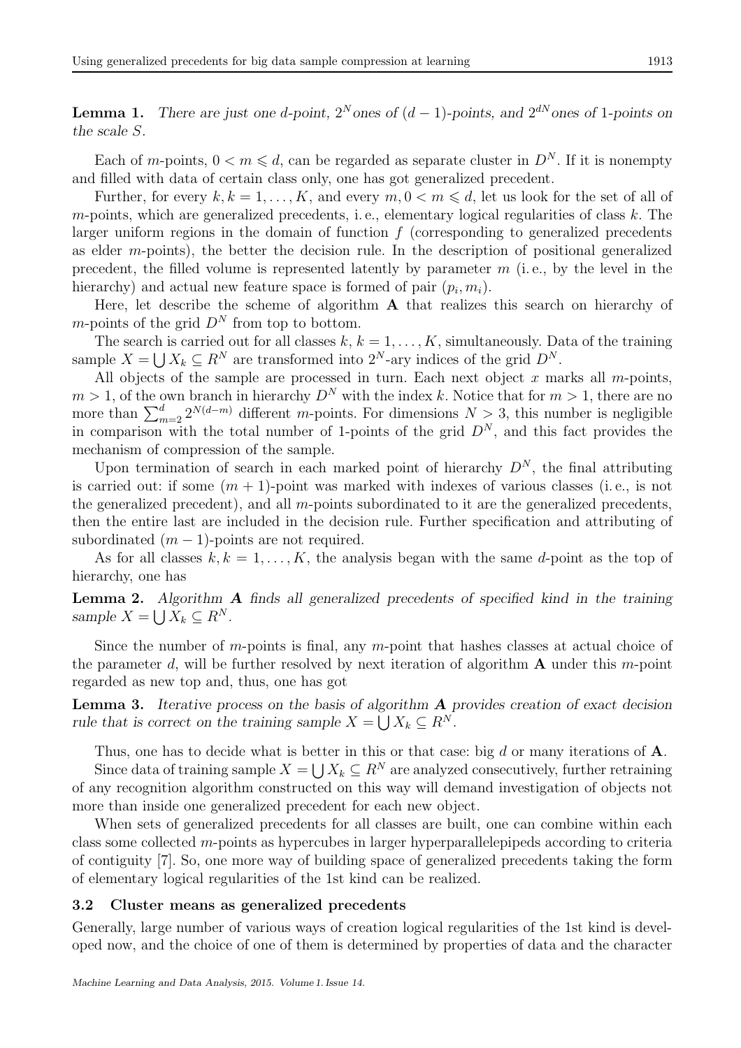**Lemma 1.** *There are just one d-point, $2^N$ ones of $(d-1)$-points, and $2^{dN}$ ones of 1-points on the scale S.*

Each of $m$-points, $0 < m \leqslant d$, can be regarded as separate cluster in $D^N$. If it is nonempty and filled with data of certain class only, one has got generalized precedent.

Further, for every $k, k = 1, \ldots, K$, and every $m, 0 < m \leqslant d$, let us look for the set of all of $m$-points, which are generalized precedents, i. e., elementary logical regularities of class $k$. The larger uniform regions in the domain of function $f$ (corresponding to generalized precedents as elder $m$-points), the better the decision rule. In the description of positional generalized precedent, the filled volume is represented latently by parameter $m$ (i. e., by the level in the hierarchy) and actual new feature space is formed of pair $(p_i, m_i)$.

Here, let describe the scheme of algorithm **A** that realizes this search on hierarchy of $m$-points of the grid $D^N$ from top to bottom.

The search is carried out for all classes $k$, $k = 1, \ldots, K$, simultaneously. Data of the training sample $X = \bigcup X_k \subseteq R^N$ are transformed into $2^N$-ary indices of the grid $D^N$.

All objects of the sample are processed in turn. Each next object $x$ marks all $m$-points, $m > 1$, of the own branch in hierarchy $D^N$ with the index $k$. Notice that for $m > 1$, there are no more than $\sum_{m=2}^{d} 2^{N(d-m)}$ different $m$-points. For dimensions $N > 3$, this number is negligible in comparison with the total number of 1-points of the grid $D^N$, and this fact provides the mechanism of compression of the sample.

Upon termination of search in each marked point of hierarchy $D^N$, the final attributing is carried out: if some $(m+1)$-point was marked with indexes of various classes (i. e., is not the generalized precedent), and all $m$-points subordinated to it are the generalized precedents, then the entire last are included in the decision rule. Further specification and attributing of subordinated $(m-1)$-points are not required.

As for all classes $k, k = 1, \ldots, K$, the analysis began with the same $d$-point as the top of hierarchy, one has

**Lemma 2.** *Algorithm **A** finds all generalized precedents of specified kind in the training sample $X = \bigcup X_k \subseteq R^N$.*

Since the number of $m$-points is final, any $m$-point that hashes classes at actual choice of the parameter $d$, will be further resolved by next iteration of algorithm **A** under this $m$-point regarded as new top and, thus, one has got

**Lemma 3.** *Iterative process on the basis of algorithm **A** provides creation of exact decision rule that is correct on the training sample $X = \bigcup X_k \subseteq R^N$.*

Thus, one has to decide what is better in this or that case: big $d$ or many iterations of **A**.

Since data of training sample $X = \bigcup X_k \subseteq R^N$ are analyzed consecutively, further retraining of any recognition algorithm constructed on this way will demand investigation of objects not more than inside one generalized precedent for each new object.

When sets of generalized precedents for all classes are built, one can combine within each class some collected $m$-points as hypercubes in larger hyperparallelepipeds according to criteria of contiguity [7]. So, one more way of building space of generalized precedents taking the form of elementary logical regularities of the 1st kind can be realized.

### 3.2 Cluster means as generalized precedents

Generally, large number of various ways of creation logical regularities of the 1st kind is developed now, and the choice of one of them is determined by properties of data and the character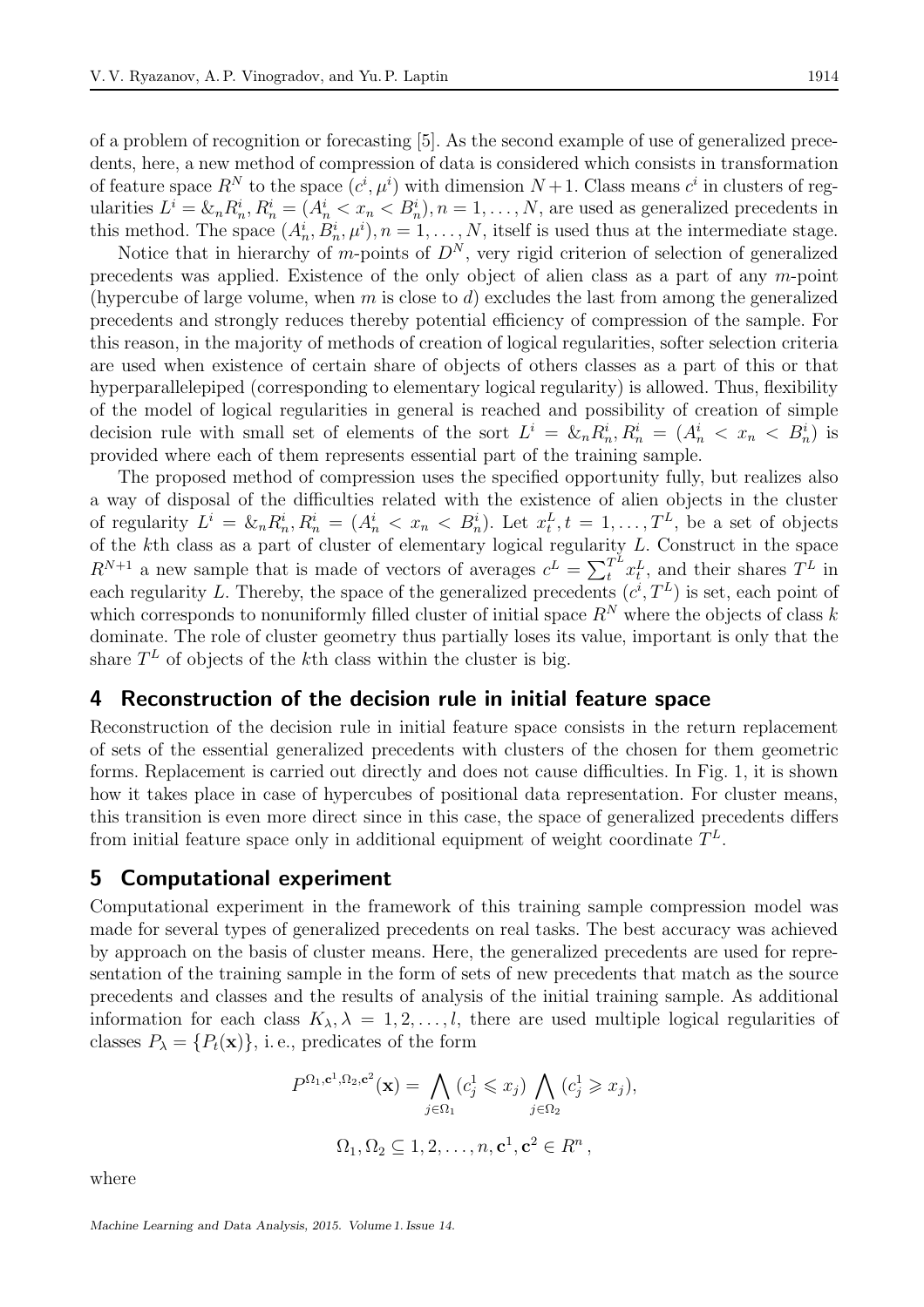of a problem of recognition or forecasting [5]. As the second example of use of generalized precedents, here, a new method of compression of data is considered which consists in transformation of feature space $R^N$ to the space $(c^i, \mu^i)$ with dimension $N+1$. Class means $c^i$ in clusters of regularities $L^i = \&_n R_n^i, R_n^i = (A_n^i < x_n < B_n^i), n = 1, \ldots, N$, are used as generalized precedents in this method. The space $(A_n^i, B_n^i, \mu^i), n = 1, \ldots, N$, itself is used thus at the intermediate stage.

Notice that in hierarchy of $m$-points of $D^N$, very rigid criterion of selection of generalized precedents was applied. Existence of the only object of alien class as a part of any $m$-point (hypercube of large volume, when $m$ is close to $d$) excludes the last from among the generalized precedents and strongly reduces thereby potential efficiency of compression of the sample. For this reason, in the majority of methods of creation of logical regularities, softer selection criteria are used when existence of certain share of objects of others classes as a part of this or that hyperparallelepiped (corresponding to elementary logical regularity) is allowed. Thus, flexibility of the model of logical regularities in general is reached and possibility of creation of simple decision rule with small set of elements of the sort $L^i = \&_n R_n^i, R_n^i = (A_n^i < x_n < B_n^i)$ is provided where each of them represents essential part of the training sample.

The proposed method of compression uses the specified opportunity fully, but realizes also a way of disposal of the difficulties related with the existence of alien objects in the cluster of regularity $L^i = \&_n R_n^i, R_n^i = (A_n^i < x_n < B_n^i)$. Let $x_t^L, t = 1, \ldots, T^L$, be a set of objects of the $k$th class as a part of cluster of elementary logical regularity $L$. Construct in the space $R^{N+1}$ a new sample that is made of vectors of averages $c^L = \sum_t^{T^L} x_t^L$, and their shares $T^L$ in each regularity $L$. Thereby, the space of the generalized precedents $(c^i, T^L)$ is set, each point of which corresponds to nonuniformly filled cluster of initial space $R^N$ where the objects of class $k$ dominate. The role of cluster geometry thus partially loses its value, important is only that the share $T^L$ of objects of the $k$th class within the cluster is big.

## 4 Reconstruction of the decision rule in initial feature space

Reconstruction of the decision rule in initial feature space consists in the return replacement of sets of the essential generalized precedents with clusters of the chosen for them geometric forms. Replacement is carried out directly and does not cause difficulties. In Fig. 1, it is shown how it takes place in case of hypercubes of positional data representation. For cluster means, this transition is even more direct since in this case, the space of generalized precedents differs from initial feature space only in additional equipment of weight coordinate $T^L$.

## 5 Computational experiment

Computational experiment in the framework of this training sample compression model was made for several types of generalized precedents on real tasks. The best accuracy was achieved by approach on the basis of cluster means. Here, the generalized precedents are used for representation of the training sample in the form of sets of new precedents that match as the source precedents and classes and the results of analysis of the initial training sample. As additional information for each class $K_\lambda, \lambda = 1, 2, \ldots, l$, there are used multiple logical regularities of classes $P_\lambda = \{P_t(\mathbf{x})\}$, i.e., predicates of the form

$$P^{\Omega_1, \mathbf{c}^1, \Omega_2, \mathbf{c}^2}(\mathbf{x}) = \bigwedge_{j \in \Omega_1} (c_j^1 \leqslant x_j) \bigwedge_{j \in \Omega_2} (c_j^1 \geqslant x_j),$$

$$\Omega_1, \Omega_2 \subseteq 1, 2, \ldots, n, \mathbf{c}^1, \mathbf{c}^2 \in R^n\,,$$

where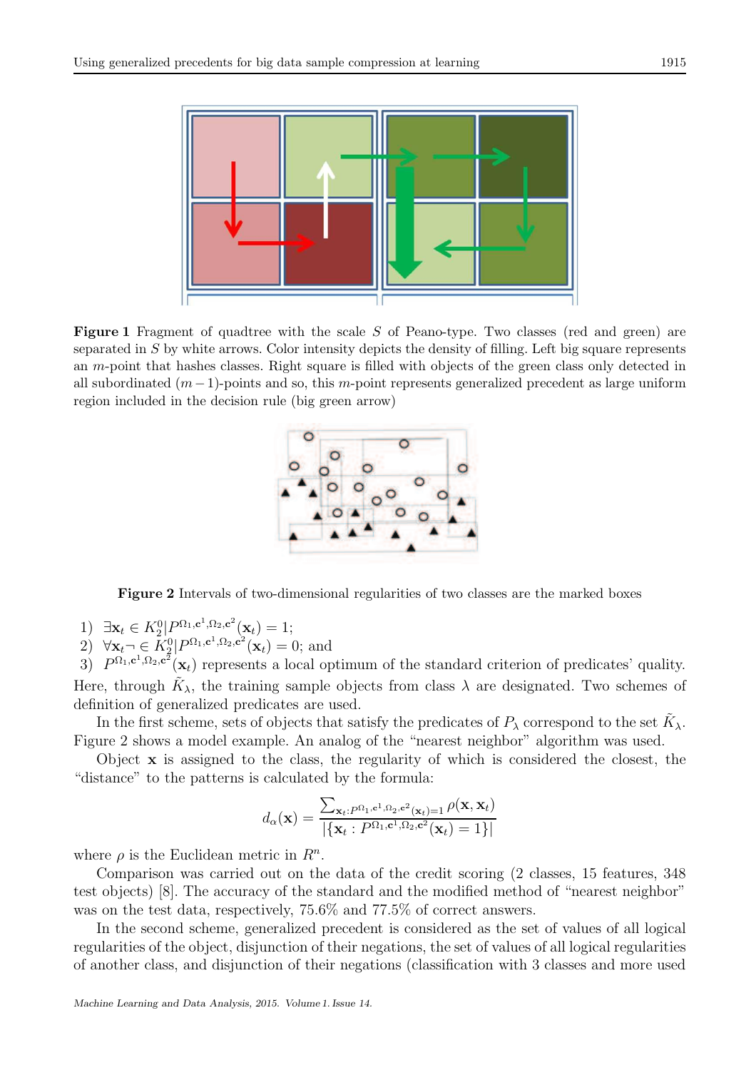**Figure 1** Fragment of quadtree with the scale $S$ of Peano-type. Two classes (red and green) are separated in $S$ by white arrows. Color intensity depicts the density of filling. Left big square represents an $m$-point that hashes classes. Right square is filled with objects of the green class only detected in all subordinated $(m-1)$-points and so, this $m$-point represents generalized precedent as large uniform region included in the decision rule (big green arrow)

**Figure 2** Intervals of two-dimensional regularities of two classes are the marked boxes

1) $\exists \mathbf{x}_t \in K_2^0 | P^{\Omega_1, \mathbf{c}^1, \Omega_2, \mathbf{c}^2}(\mathbf{x}_t) = 1$;
2) $\forall \mathbf{x}_t \neg \in K_2^0 | P^{\Omega_1, \mathbf{c}^1, \Omega_2, \mathbf{c}^2}(\mathbf{x}_t) = 0$; and
3) $P^{\Omega_1, \mathbf{c}^1, \Omega_2, \mathbf{c}^2}(\mathbf{x}_t)$ represents a local optimum of the standard criterion of predicates' quality.

Here, through $\tilde{K}_\lambda$, the training sample objects from class $\lambda$ are designated. Two schemes of definition of generalized predicates are used.

In the first scheme, sets of objects that satisfy the predicates of $P_\lambda$ correspond to the set $\tilde{K}_\lambda$. Figure 2 shows a model example. An analog of the "nearest neighbor" algorithm was used.

Object $\mathbf{x}$ is assigned to the class, the regularity of which is considered the closest, the "distance" to the patterns is calculated by the formula:

$$d_\alpha(\mathbf{x}) = \frac{\sum_{\mathbf{x}_t : P^{\Omega_1, \mathbf{c}^1, \Omega_2, \mathbf{c}^2}(\mathbf{x}_t) = 1} \rho(\mathbf{x}, \mathbf{x}_t)}{|\{\mathbf{x}_t : P^{\Omega_1, \mathbf{c}^1, \Omega_2, \mathbf{c}^2}(\mathbf{x}_t) = 1\}|}$$

where $\rho$ is the Euclidean metric in $R^n$.

Comparison was carried out on the data of the credit scoring (2 classes, 15 features, 348 test objects) [8]. The accuracy of the standard and the modified method of "nearest neighbor" was on the test data, respectively, 75.6% and 77.5% of correct answers.

In the second scheme, generalized precedent is considered as the set of values of all logical regularities of the object, disjunction of their negations, the set of values of all logical regularities of another class, and disjunction of their negations (classification with 3 classes and more used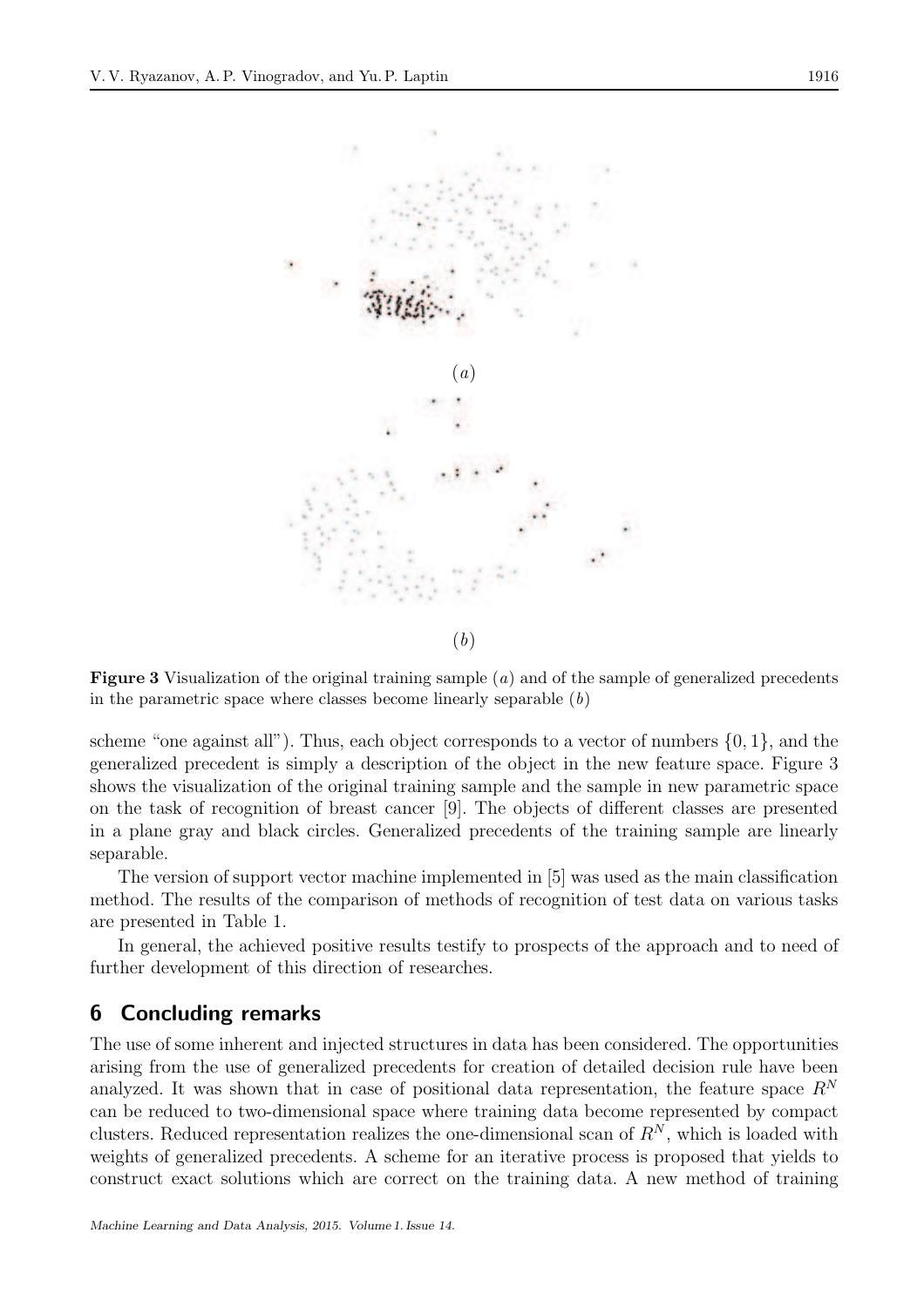(*a*)

(*b*)

**Figure 3** Visualization of the original training sample (*a*) and of the sample of generalized precedents in the parametric space where classes become linearly separable (*b*)

scheme "one against all"). Thus, each object corresponds to a vector of numbers $\{0, 1\}$, and the generalized precedent is simply a description of the object in the new feature space. Figure 3 shows the visualization of the original training sample and the sample in new parametric space on the task of recognition of breast cancer [9]. The objects of different classes are presented in a plane gray and black circles. Generalized precedents of the training sample are linearly separable.

The version of support vector machine implemented in [5] was used as the main classification method. The results of the comparison of methods of recognition of test data on various tasks are presented in Table 1.

In general, the achieved positive results testify to prospects of the approach and to need of further development of this direction of researches.

## 6 Concluding remarks

The use of some inherent and injected structures in data has been considered. The opportunities arising from the use of generalized precedents for creation of detailed decision rule have been analyzed. It was shown that in case of positional data representation, the feature space $R^N$ can be reduced to two-dimensional space where training data become represented by compact clusters. Reduced representation realizes the one-dimensional scan of $R^N$, which is loaded with weights of generalized precedents. A scheme for an iterative process is proposed that yields to construct exact solutions which are correct on the training data. A new method of training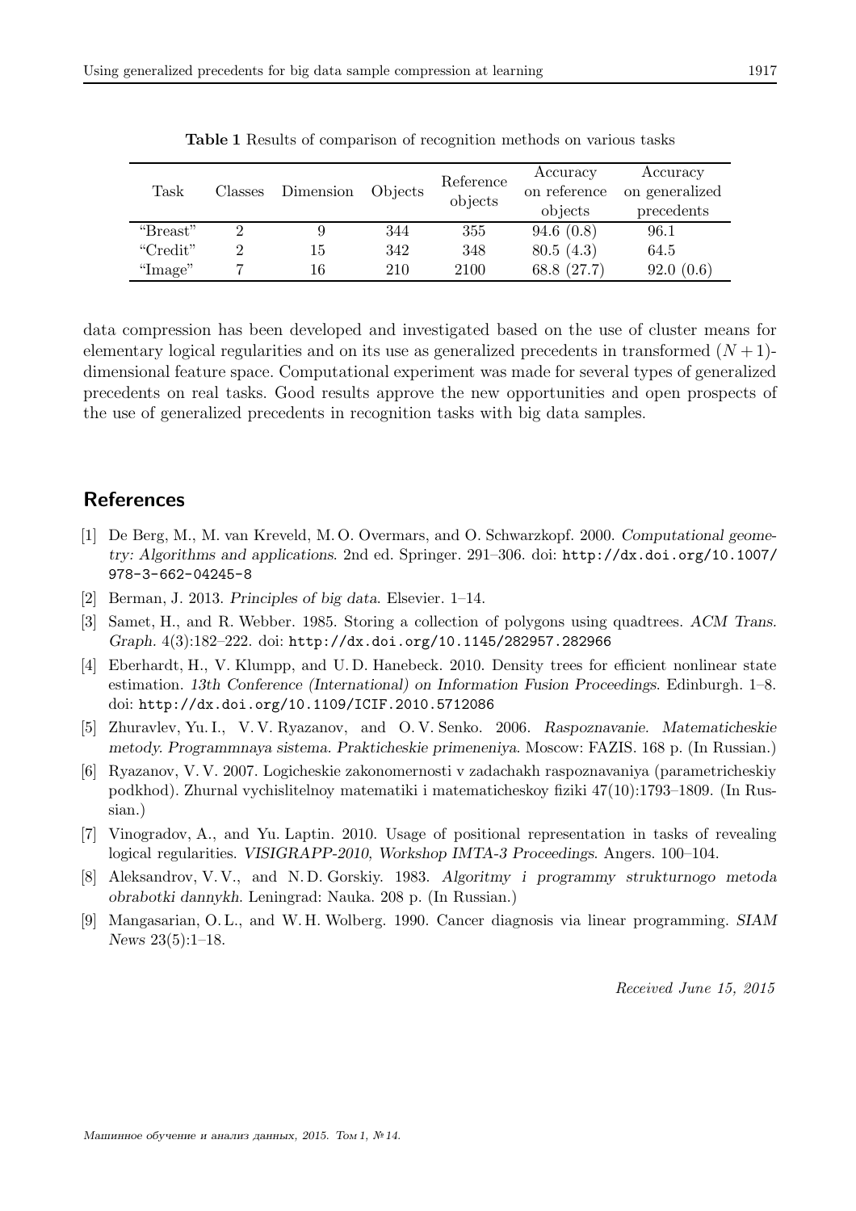**Table 1** Results of comparison of recognition methods on various tasks

| Task | Classes | Dimension | Objects | Reference objects | Accuracy on reference objects | Accuracy on generalized precedents |
|---|---|---|---|---|---|---|
| "Breast" | 2 | 9 | 344 | 355 | 94.6 (0.8) | 96.1 |
| "Credit" | 2 | 15 | 342 | 348 | 80.5 (4.3) | 64.5 |
| "Image" | 7 | 16 | 210 | 2100 | 68.8 (27.7) | 92.0 (0.6) |

data compression has been developed and investigated based on the use of cluster means for elementary logical regularities and on its use as generalized precedents in transformed $(N+1)$-dimensional feature space. Computational experiment was made for several types of generalized precedents on real tasks. Good results approve the new opportunities and open prospects of the use of generalized precedents in recognition tasks with big data samples.

## References

[1] De Berg, M., M. van Kreveld, M. O. Overmars, and O. Schwarzkopf. 2000. *Computational geometry: Algorithms and applications*. 2nd ed. Springer. 291–306. doi: http://dx.doi.org/10.1007/978-3-662-04245-8

[2] Berman, J. 2013. *Principles of big data*. Elsevier. 1–14.

[3] Samet, H., and R. Webber. 1985. Storing a collection of polygons using quadtrees. *ACM Trans. Graph.* 4(3):182–222. doi: http://dx.doi.org/10.1145/282957.282966

[4] Eberhardt, H., V. Klumpp, and U. D. Hanebeck. 2010. Density trees for efficient nonlinear state estimation. *13th Conference (International) on Information Fusion Proceedings*. Edinburgh. 1–8. doi: http://dx.doi.org/10.1109/ICIF.2010.5712086

[5] Zhuravlev, Yu. I., V. V. Ryazanov, and O. V. Senko. 2006. *Raspoznavanie. Matematicheskie metody. Programmnaya sistema. Prakticheskie primeneniya*. Moscow: FAZIS. 168 p. (In Russian.)

[6] Ryazanov, V. V. 2007. Logicheskie zakonomernosti v zadachakh raspoznavaniya (parametricheskiy podkhod). Zhurnal vychislitelnoy matematiki i matematicheskoy fiziki 47(10):1793–1809. (In Russian.)

[7] Vinogradov, A., and Yu. Laptin. 2010. Usage of positional representation in tasks of revealing logical regularities. *VISIGRAPP-2010, Workshop IMTA-3 Proceedings*. Angers. 100–104.

[8] Aleksandrov, V. V., and N. D. Gorskiy. 1983. *Algoritmy i programmy strukturnogo metoda obrabotki dannykh*. Leningrad: Nauka. 208 p. (In Russian.)

[9] Mangasarian, O. L., and W. H. Wolberg. 1990. Cancer diagnosis via linear programming. *SIAM News* 23(5):1–18.

*Received June 15, 2015*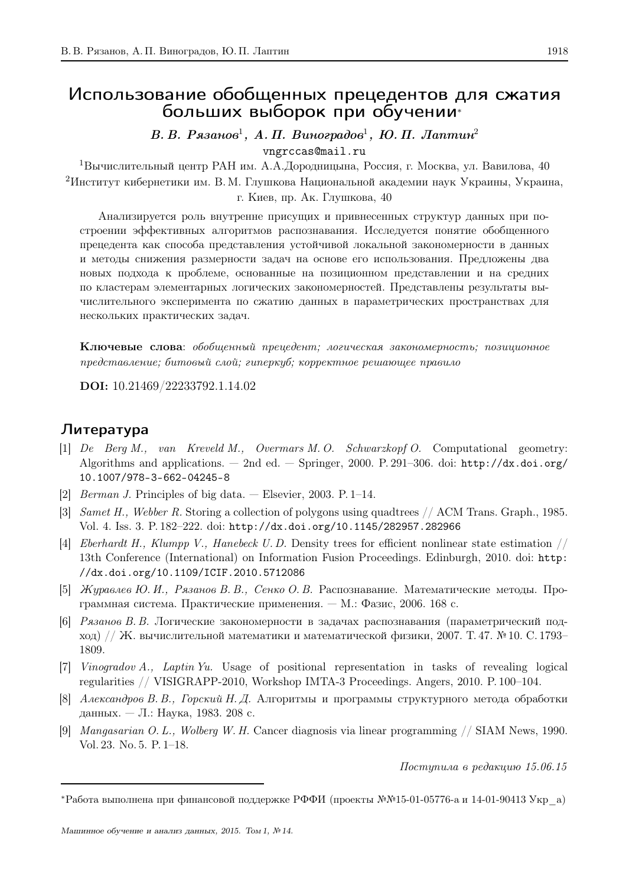# Использование обобщенных прецедентов для сжатия больших выборок при обучении*

***В. В. Рязанов*[1], *А. П. Виноградов*[1], *Ю. П. Лаптин*[2]**

vngrccas@mail.ru

[1]Вычислительный центр РАН им. А.А.Дородницына, Россия, г. Москва, ул. Вавилова, 40

[2]Институт кибернетики им. В. М. Глушкова Национальной академии наук Украины, Украина, г. Киев, пр. Ак. Глушкова, 40

Анализируется роль внутренне присущих и привнесенных структур данных при построении эффективных алгоритмов распознавания. Исследуется понятие обобщенного прецедента как способа представления устойчивой локальной закономерности в данных и методы снижения размерности задач на основе его использования. Предложены два новых подхода к проблеме, основанные на позиционном представлении и на средних по кластерам элементарных логических закономерностей. Представлены результаты вычислительного эксперимента по сжатию данных в параметрических пространствах для нескольких практических задач.

**Ключевые слова**: *обобщенный прецедент; логическая закономерность; позиционное представление; битовый слой; гиперкуб; корректное решающее правило*

**DOI:** 10.21469/22233792.1.14.02

## Литература

[1] *De Berg M., van Kreveld M., Overmars M. O. Schwarzkopf O.* Computational geometry: Algorithms and applications. — 2nd ed. — Springer, 2000. P. 291–306. doi: http://dx.doi.org/10.1007/978-3-662-04245-8

[2] *Berman J.* Principles of big data. — Elsevier, 2003. P. 1–14.

[3] *Samet H., Webber R.* Storing a collection of polygons using quadtrees // ACM Trans. Graph., 1985. Vol. 4. Iss. 3. P. 182–222. doi: http://dx.doi.org/10.1145/282957.282966

[4] *Eberhardt H., Klumpp V., Hanebeck U. D.* Density trees for efficient nonlinear state estimation // 13th Conference (International) on Information Fusion Proceedings. Edinburgh, 2010. doi: http://dx.doi.org/10.1109/ICIF.2010.5712086

[5] *Журавлев Ю. И., Рязанов В. В., Сенко О. В.* Распознавание. Математические методы. Программная система. Практические применения. — М.: Фазис, 2006. 168 с.

[6] *Рязанов В. В.* Логические закономерности в задачах распознавания (параметрический подход) // Ж. вычислительной математики и математической физики, 2007. Т. 47. № 10. С. 1793–1809.

[7] *Vinogradov A., Laptin Yu.* Usage of positional representation in tasks of revealing logical regularities // VISIGRAPP-2010, Workshop IMTA-3 Proceedings. Angers, 2010. P. 100–104.

[8] *Александров В. В., Горский Н. Д.* Алгоритмы и программы структурного метода обработки данных. — Л.: Наука, 1983. 208 с.

[9] *Mangasarian O. L., Wolberg W. H.* Cancer diagnosis via linear programming // SIAM News, 1990. Vol. 23. No. 5. P. 1–18.

*Поступила в редакцию 15.06.15*

---

*Работа выполнена при финансовой поддержке РФФИ (проекты №№15-01-05776-а и 14-01-90413 Укр_а)